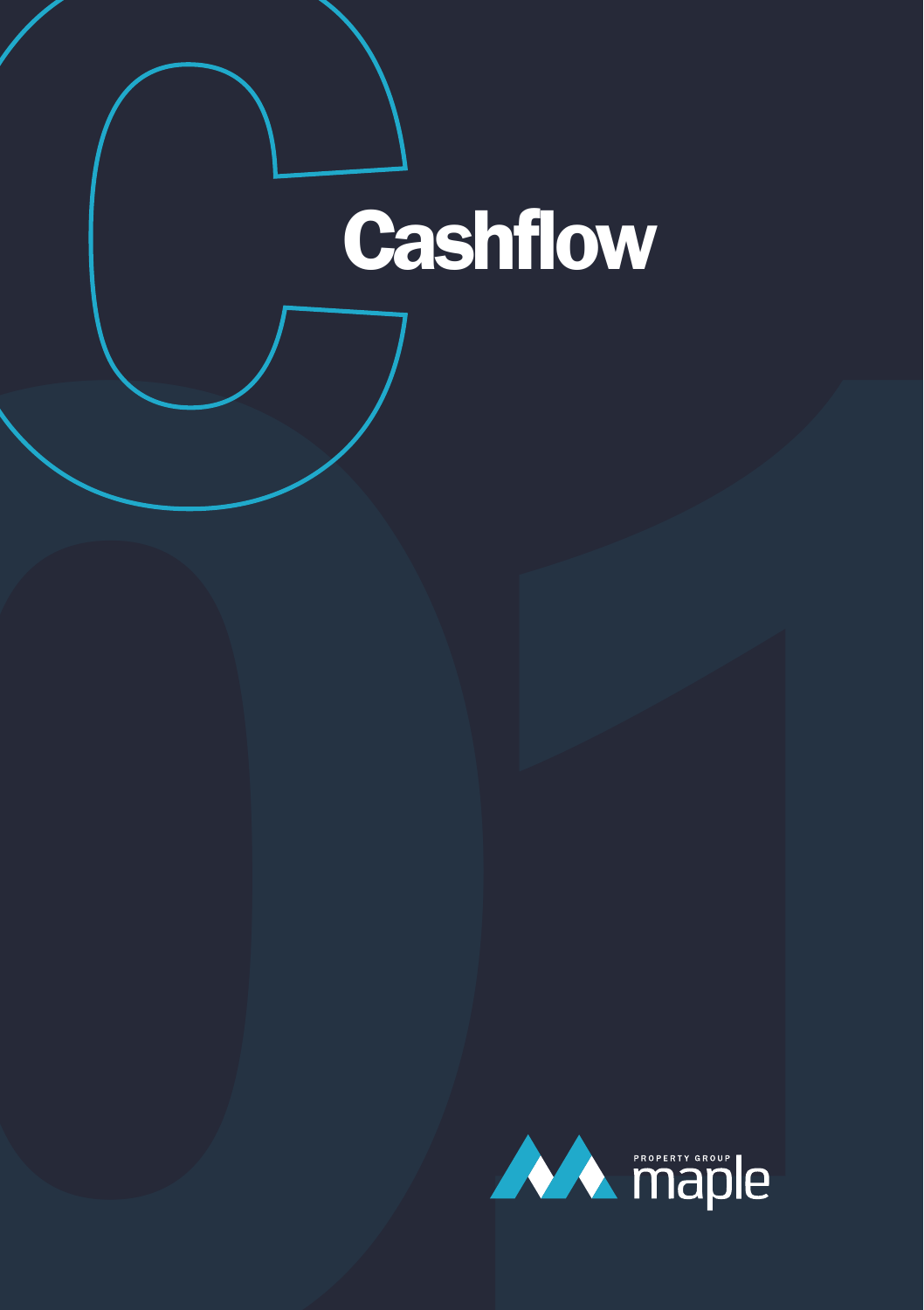# Cashflow

PROPERTY GROUP
maple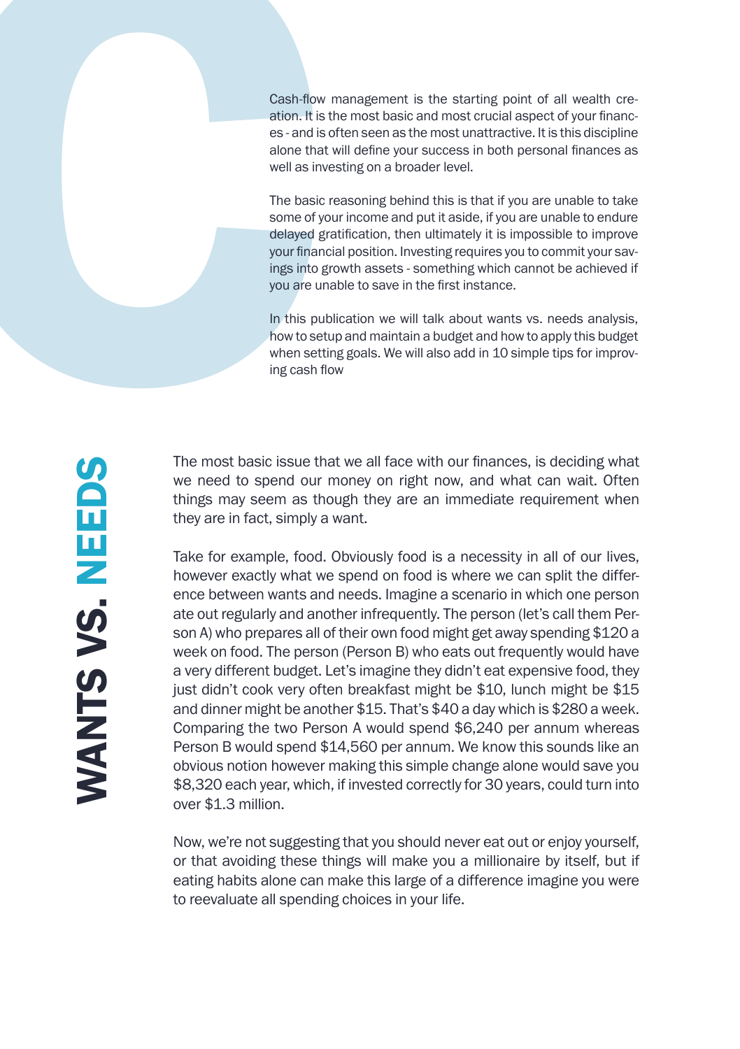Cash-flow management is the starting point of all wealth creation. It is the most basic and most crucial aspect of your finances - and is often seen as the most unattractive. It is this discipline alone that will define your success in both personal finances as well as investing on a broader level.

The basic reasoning behind this is that if you are unable to take some of your income and put it aside, if you are unable to endure delayed gratification, then ultimately it is impossible to improve your financial position. Investing requires you to commit your savings into growth assets - something which cannot be achieved if you are unable to save in the first instance.

In this publication we will talk about wants vs. needs analysis, how to setup and maintain a budget and how to apply this budget when setting goals. We will also add in 10 simple tips for improving cash flow

## WANTS VS. NEEDS

The most basic issue that we all face with our finances, is deciding what we need to spend our money on right now, and what can wait. Often things may seem as though they are an immediate requirement when they are in fact, simply a want.

Take for example, food. Obviously food is a necessity in all of our lives, however exactly what we spend on food is where we can split the difference between wants and needs. Imagine a scenario in which one person ate out regularly and another infrequently. The person (let's call them Person A) who prepares all of their own food might get away spending $120 a week on food. The person (Person B) who eats out frequently would have a very different budget. Let's imagine they didn't eat expensive food, they just didn't cook very often breakfast might be $10, lunch might be $15 and dinner might be another $15. That's $40 a day which is $280 a week. Comparing the two Person A would spend $6,240 per annum whereas Person B would spend $14,560 per annum. We know this sounds like an obvious notion however making this simple change alone would save you $8,320 each year, which, if invested correctly for 30 years, could turn into over $1.3 million.

Now, we're not suggesting that you should never eat out or enjoy yourself, or that avoiding these things will make you a millionaire by itself, but if eating habits alone can make this large of a difference imagine you were to reevaluate all spending choices in your life.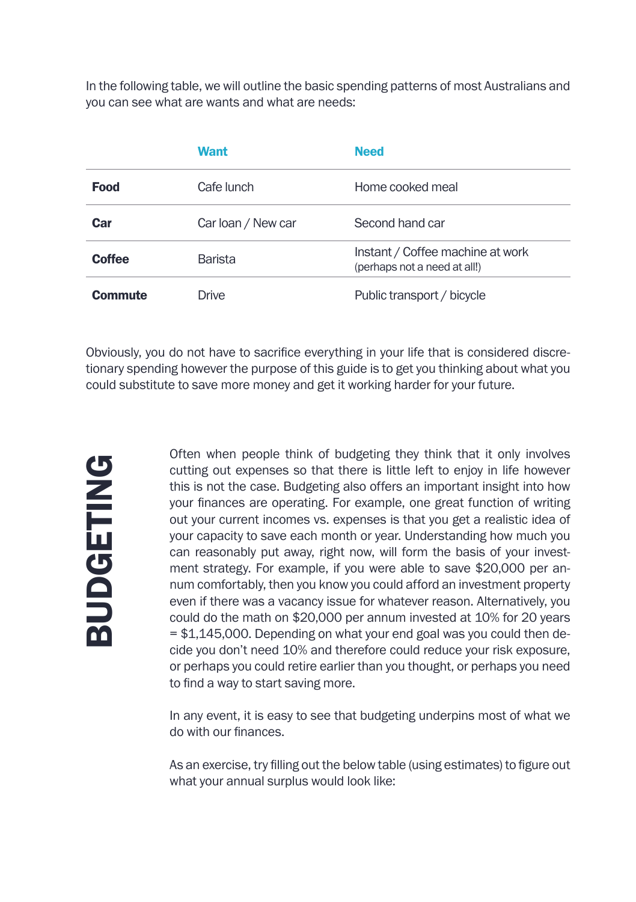In the following table, we will outline the basic spending patterns of most Australians and you can see what are wants and what are needs:

| | Want | Need |
|---|---|---|
| **Food** | Cafe lunch | Home cooked meal |
| **Car** | Car loan / New car | Second hand car |
| **Coffee** | Barista | Instant / Coffee machine at work (perhaps not a need at all!) |
| **Commute** | Drive | Public transport / bicycle |

Obviously, you do not have to sacrifice everything in your life that is considered discretionary spending however the purpose of this guide is to get you thinking about what you could substitute to save more money and get it working harder for your future.

## BUDGETING

Often when people think of budgeting they think that it only involves cutting out expenses so that there is little left to enjoy in life however this is not the case. Budgeting also offers an important insight into how your finances are operating. For example, one great function of writing out your current incomes vs. expenses is that you get a realistic idea of your capacity to save each month or year. Understanding how much you can reasonably put away, right now, will form the basis of your investment strategy. For example, if you were able to save $20,000 per annum comfortably, then you know you could afford an investment property even if there was a vacancy issue for whatever reason. Alternatively, you could do the math on $20,000 per annum invested at 10% for 20 years = $1,145,000. Depending on what your end goal was you could then decide you don't need 10% and therefore could reduce your risk exposure, or perhaps you could retire earlier than you thought, or perhaps you need to find a way to start saving more.

In any event, it is easy to see that budgeting underpins most of what we do with our finances.

As an exercise, try filling out the below table (using estimates) to figure out what your annual surplus would look like: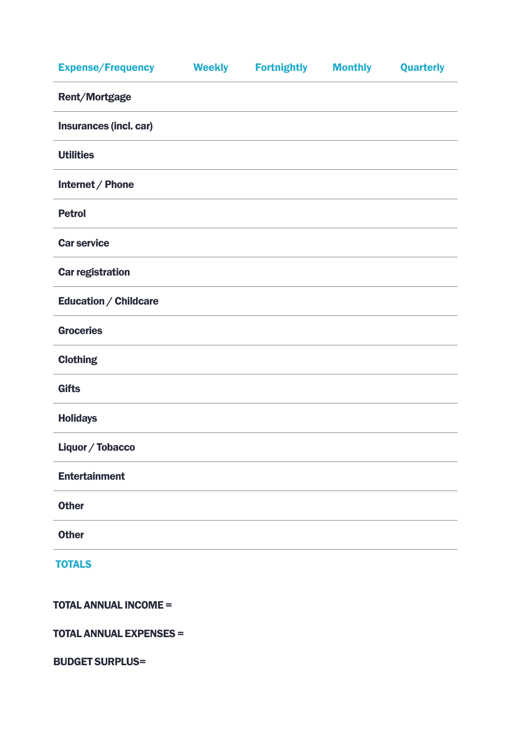| Expense/Frequency | Weekly | Fortnightly | Monthly | Quarterly |
|---|---|---|---|---|
| **Rent/Mortgage** | | | | |
| **Insurances (incl. car)** | | | | |
| **Utilities** | | | | |
| **Internet / Phone** | | | | |
| **Petrol** | | | | |
| **Car service** | | | | |
| **Car registration** | | | | |
| **Education / Childcare** | | | | |
| **Groceries** | | | | |
| **Clothing** | | | | |
| **Gifts** | | | | |
| **Holidays** | | | | |
| **Liquor / Tobacco** | | | | |
| **Entertainment** | | | | |
| **Other** | | | | |
| **Other** | | | | |
| **TOTALS** | | | | |

**TOTAL ANNUAL INCOME =**

**TOTAL ANNUAL EXPENSES =**

**BUDGET SURPLUS=**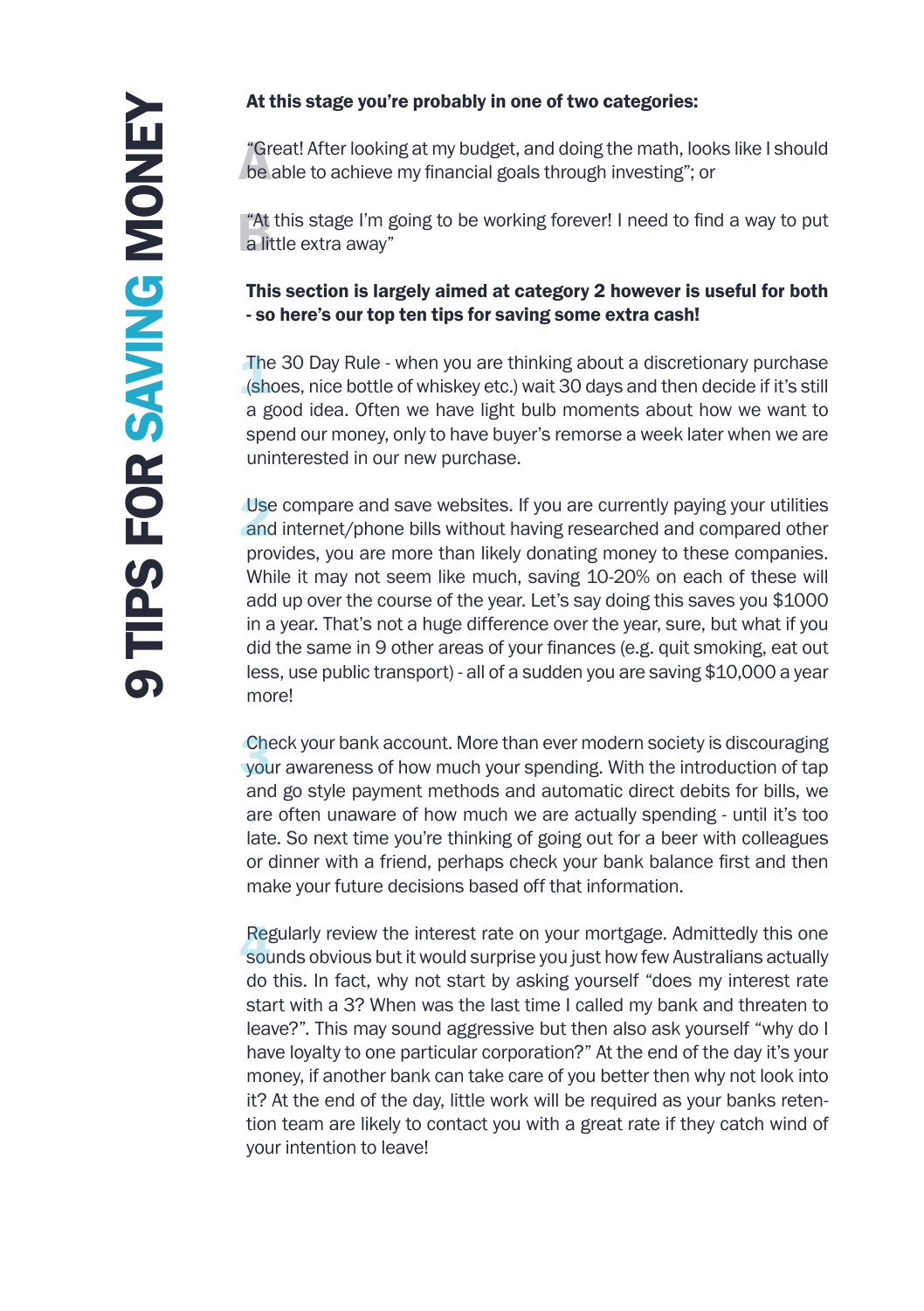# 9 TIPS FOR SAVING MONEY

**At this stage you're probably in one of two categories:**

A "Great! After looking at my budget, and doing the math, looks like I should be able to achieve my financial goals through investing"; or

B "At this stage I'm going to be working forever! I need to find a way to put a little extra away"

**This section is largely aimed at category 2 however is useful for both - so here's our top ten tips for saving some extra cash!**

1. The 30 Day Rule - when you are thinking about a discretionary purchase (shoes, nice bottle of whiskey etc.) wait 30 days and then decide if it's still a good idea. Often we have light bulb moments about how we want to spend our money, only to have buyer's remorse a week later when we are uninterested in our new purchase.

2. Use compare and save websites. If you are currently paying your utilities and internet/phone bills without having researched and compared other provides, you are more than likely donating money to these companies. While it may not seem like much, saving 10-20% on each of these will add up over the course of the year. Let's say doing this saves you $1000 in a year. That's not a huge difference over the year, sure, but what if you did the same in 9 other areas of your finances (e.g. quit smoking, eat out less, use public transport) - all of a sudden you are saving $10,000 a year more!

3. Check your bank account. More than ever modern society is discouraging your awareness of how much your spending. With the introduction of tap and go style payment methods and automatic direct debits for bills, we are often unaware of how much we are actually spending - until it's too late. So next time you're thinking of going out for a beer with colleagues or dinner with a friend, perhaps check your bank balance first and then make your future decisions based off that information.

4. Regularly review the interest rate on your mortgage. Admittedly this one sounds obvious but it would surprise you just how few Australians actually do this. In fact, why not start by asking yourself "does my interest rate start with a 3? When was the last time I called my bank and threaten to leave?". This may sound aggressive but then also ask yourself "why do I have loyalty to one particular corporation?" At the end of the day it's your money, if another bank can take care of you better then why not look into it? At the end of the day, little work will be required as your banks retention team are likely to contact you with a great rate if they catch wind of your intention to leave!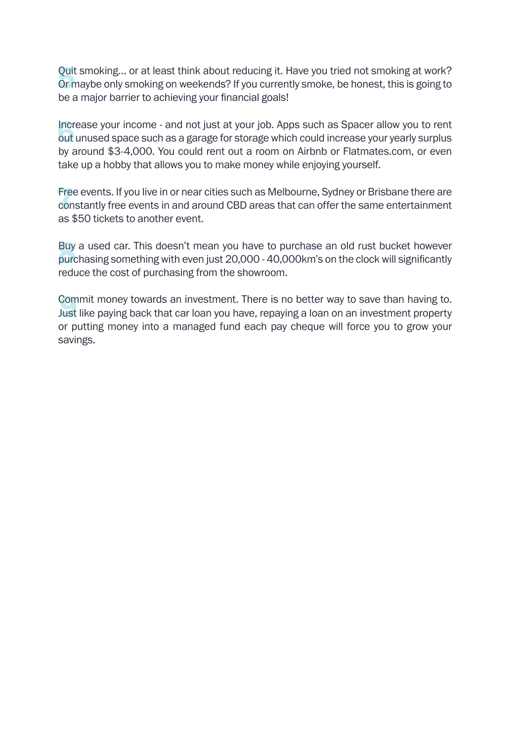5. Quit smoking… or at least think about reducing it. Have you tried not smoking at work? Or maybe only smoking on weekends? If you currently smoke, be honest, this is going to be a major barrier to achieving your financial goals!

6. Increase your income - and not just at your job. Apps such as Spacer allow you to rent out unused space such as a garage for storage which could increase your yearly surplus by around $3-4,000. You could rent out a room on Airbnb or Flatmates.com, or even take up a hobby that allows you to make money while enjoying yourself.

7. Free events. If you live in or near cities such as Melbourne, Sydney or Brisbane there are constantly free events in and around CBD areas that can offer the same entertainment as $50 tickets to another event.

8. Buy a used car. This doesn't mean you have to purchase an old rust bucket however purchasing something with even just 20,000 - 40,000km's on the clock will significantly reduce the cost of purchasing from the showroom.

9. Commit money towards an investment. There is no better way to save than having to. Just like paying back that car loan you have, repaying a loan on an investment property or putting money into a managed fund each pay cheque will force you to grow your savings.